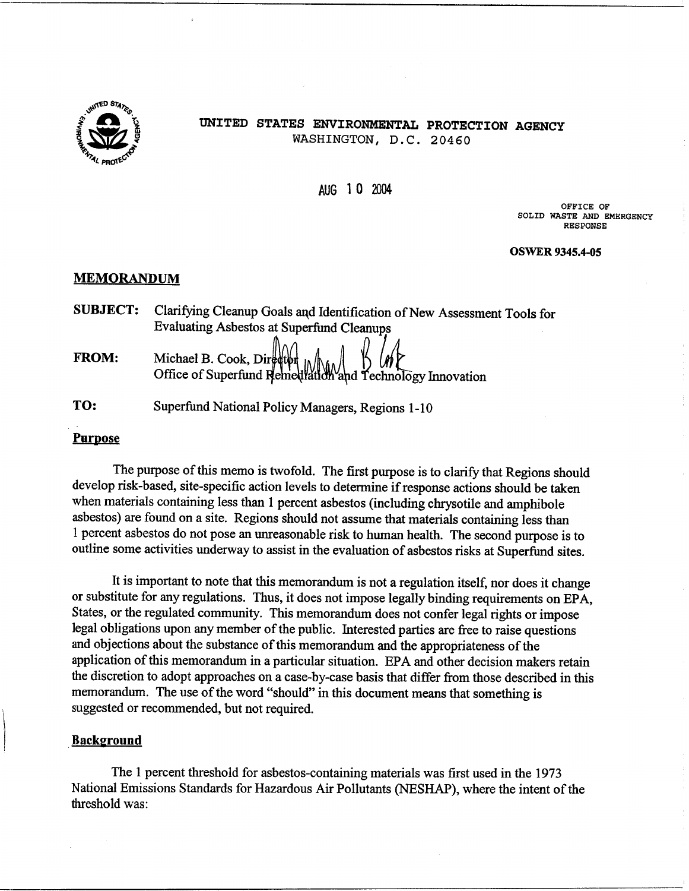# UNITED STATES ENVIRONMENTAL PROTECTION AGENCY

WASHINGTON, D.C. 20460

AUG 10 2004

OFFICE OF
SOLID WASTE AND EMERGENCY
RESPONSE

**OSWER 9345.4-05**

## MEMORANDUM

**SUBJECT:** Clarifying Cleanup Goals and Identification of New Assessment Tools for Evaluating Asbestos at Superfund Cleanups

**FROM:** Michael B. Cook, Director
Office of Superfund Remediation and Technology Innovation

**TO:** Superfund National Policy Managers, Regions 1-10

### Purpose

The purpose of this memo is twofold. The first purpose is to clarify that Regions should develop risk-based, site-specific action levels to determine if response actions should be taken when materials containing less than 1 percent asbestos (including chrysotile and amphibole asbestos) are found on a site. Regions should not assume that materials containing less than 1 percent asbestos do not pose an unreasonable risk to human health. The second purpose is to outline some activities underway to assist in the evaluation of asbestos risks at Superfund sites.

It is important to note that this memorandum is not a regulation itself, nor does it change or substitute for any regulations. Thus, it does not impose legally binding requirements on EPA, States, or the regulated community. This memorandum does not confer legal rights or impose legal obligations upon any member of the public. Interested parties are free to raise questions and objections about the substance of this memorandum and the appropriateness of the application of this memorandum in a particular situation. EPA and other decision makers retain the discretion to adopt approaches on a case-by-case basis that differ from those described in this memorandum. The use of the word "should" in this document means that something is suggested or recommended, but not required.

### Background

The 1 percent threshold for asbestos-containing materials was first used in the 1973 National Emissions Standards for Hazardous Air Pollutants (NESHAP), where the intent of the threshold was: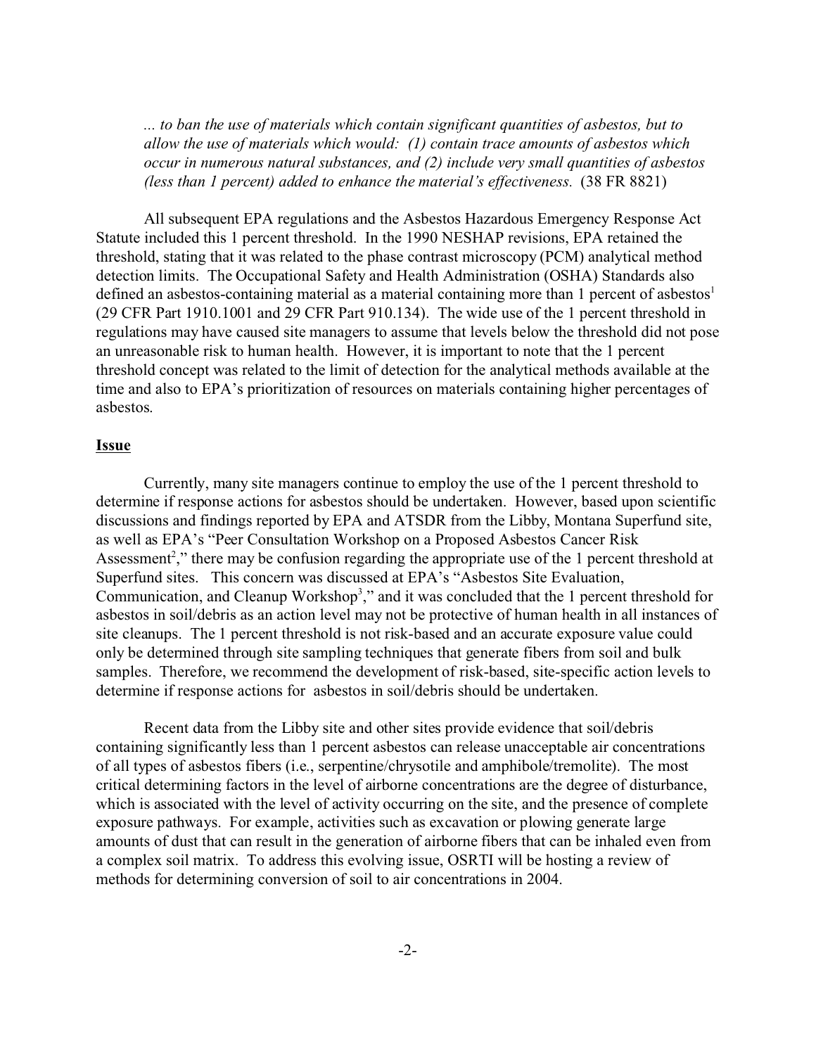*... to ban the use of materials which contain significant quantities of asbestos, but to allow the use of materials which would: (1) contain trace amounts of asbestos which occur in numerous natural substances, and (2) include very small quantities of asbestos (less than 1 percent) added to enhance the material's effectiveness.* (38 FR 8821)

All subsequent EPA regulations and the Asbestos Hazardous Emergency Response Act Statute included this 1 percent threshold. In the 1990 NESHAP revisions, EPA retained the threshold, stating that it was related to the phase contrast microscopy (PCM) analytical method detection limits. The Occupational Safety and Health Administration (OSHA) Standards also defined an asbestos-containing material as a material containing more than 1 percent of asbestos[1] (29 CFR Part 1910.1001 and 29 CFR Part 910.134). The wide use of the 1 percent threshold in regulations may have caused site managers to assume that levels below the threshold did not pose an unreasonable risk to human health. However, it is important to note that the 1 percent threshold concept was related to the limit of detection for the analytical methods available at the time and also to EPA's prioritization of resources on materials containing higher percentages of asbestos.

## Issue

Currently, many site managers continue to employ the use of the 1 percent threshold to determine if response actions for asbestos should be undertaken. However, based upon scientific discussions and findings reported by EPA and ATSDR from the Libby, Montana Superfund site, as well as EPA's "Peer Consultation Workshop on a Proposed Asbestos Cancer Risk Assessment[2]," there may be confusion regarding the appropriate use of the 1 percent threshold at Superfund sites. This concern was discussed at EPA's "Asbestos Site Evaluation, Communication, and Cleanup Workshop[3]," and it was concluded that the 1 percent threshold for asbestos in soil/debris as an action level may not be protective of human health in all instances of site cleanups. The 1 percent threshold is not risk-based and an accurate exposure value could only be determined through site sampling techniques that generate fibers from soil and bulk samples. Therefore, we recommend the development of risk-based, site-specific action levels to determine if response actions for asbestos in soil/debris should be undertaken.

Recent data from the Libby site and other sites provide evidence that soil/debris containing significantly less than 1 percent asbestos can release unacceptable air concentrations of all types of asbestos fibers (i.e., serpentine/chrysotile and amphibole/tremolite). The most critical determining factors in the level of airborne concentrations are the degree of disturbance, which is associated with the level of activity occurring on the site, and the presence of complete exposure pathways. For example, activities such as excavation or plowing generate large amounts of dust that can result in the generation of airborne fibers that can be inhaled even from a complex soil matrix. To address this evolving issue, OSRTI will be hosting a review of methods for determining conversion of soil to air concentrations in 2004.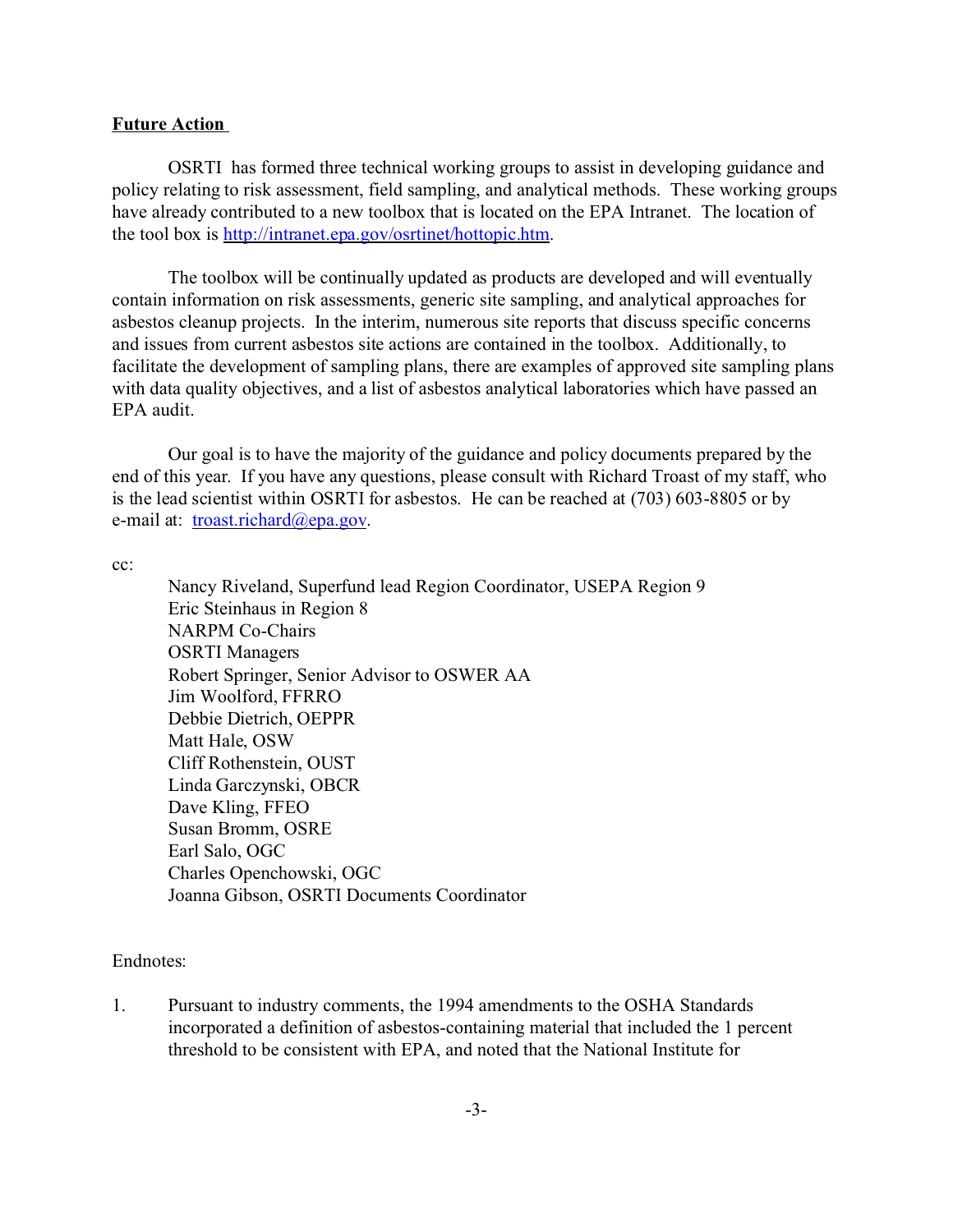**Future Action**

OSRTI has formed three technical working groups to assist in developing guidance and policy relating to risk assessment, field sampling, and analytical methods. These working groups have already contributed to a new toolbox that is located on the EPA Intranet. The location of the tool box is http://intranet.epa.gov/osrtinet/hottopic.htm.

The toolbox will be continually updated as products are developed and will eventually contain information on risk assessments, generic site sampling, and analytical approaches for asbestos cleanup projects. In the interim, numerous site reports that discuss specific concerns and issues from current asbestos site actions are contained in the toolbox. Additionally, to facilitate the development of sampling plans, there are examples of approved site sampling plans with data quality objectives, and a list of asbestos analytical laboratories which have passed an EPA audit.

Our goal is to have the majority of the guidance and policy documents prepared by the end of this year. If you have any questions, please consult with Richard Troast of my staff, who is the lead scientist within OSRTI for asbestos. He can be reached at (703) 603-8805 or by e-mail at: troast.richard@epa.gov.

cc:

Nancy Riveland, Superfund lead Region Coordinator, USEPA Region 9
Eric Steinhaus in Region 8
NARPM Co-Chairs
OSRTI Managers
Robert Springer, Senior Advisor to OSWER AA
Jim Woolford, FFRRO
Debbie Dietrich, OEPPR
Matt Hale, OSW
Cliff Rothenstein, OUST
Linda Garczynski, OBCR
Dave Kling, FFEO
Susan Bromm, OSRE
Earl Salo, OGC
Charles Openchowski, OGC
Joanna Gibson, OSRTI Documents Coordinator

Endnotes:

1. Pursuant to industry comments, the 1994 amendments to the OSHA Standards incorporated a definition of asbestos-containing material that included the 1 percent threshold to be consistent with EPA, and noted that the National Institute for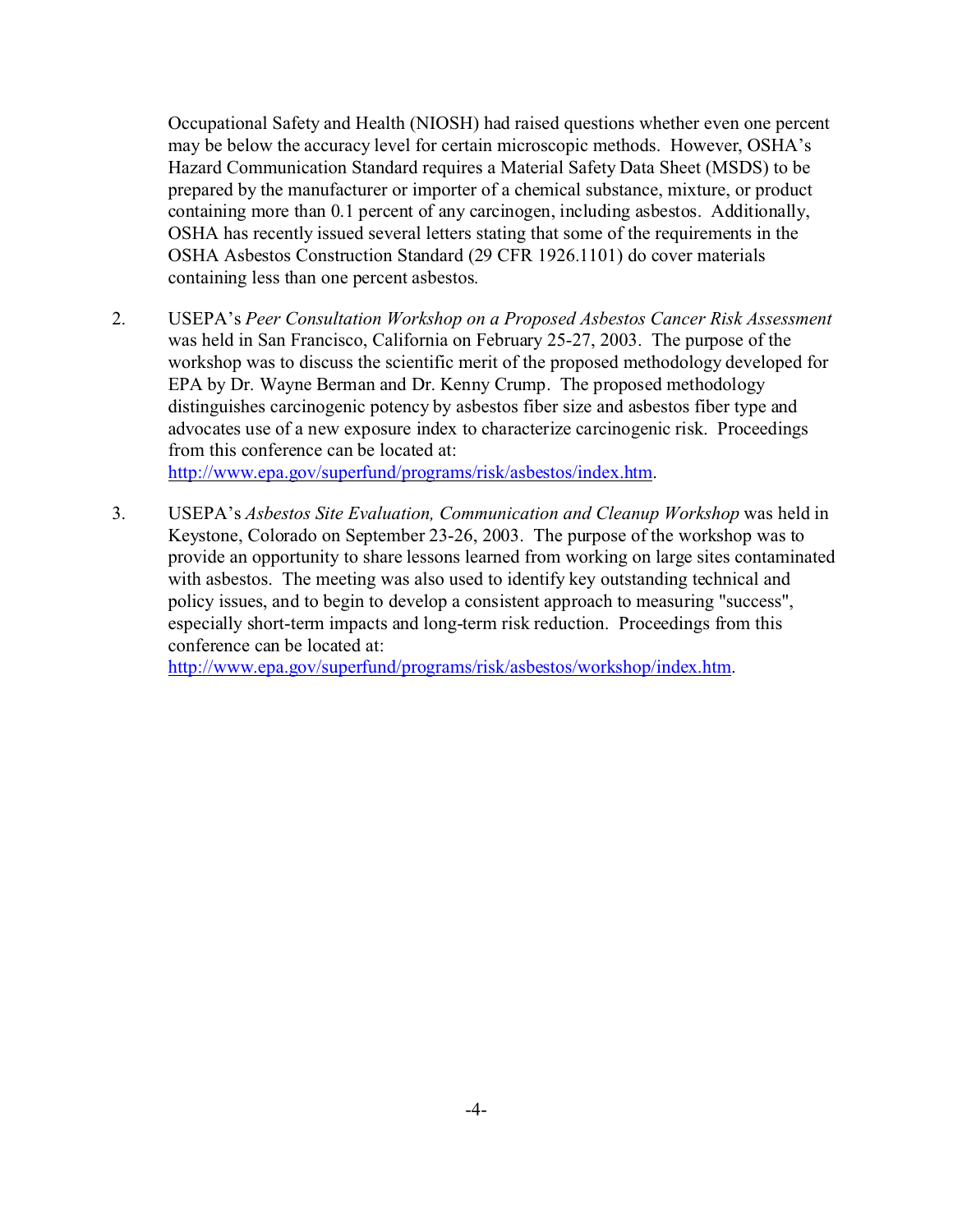Occupational Safety and Health (NIOSH) had raised questions whether even one percent may be below the accuracy level for certain microscopic methods. However, OSHA's Hazard Communication Standard requires a Material Safety Data Sheet (MSDS) to be prepared by the manufacturer or importer of a chemical substance, mixture, or product containing more than 0.1 percent of any carcinogen, including asbestos. Additionally, OSHA has recently issued several letters stating that some of the requirements in the OSHA Asbestos Construction Standard (29 CFR 1926.1101) do cover materials containing less than one percent asbestos.

2. USEPA's *Peer Consultation Workshop on a Proposed Asbestos Cancer Risk Assessment* was held in San Francisco, California on February 25-27, 2003. The purpose of the workshop was to discuss the scientific merit of the proposed methodology developed for EPA by Dr. Wayne Berman and Dr. Kenny Crump. The proposed methodology distinguishes carcinogenic potency by asbestos fiber size and asbestos fiber type and advocates use of a new exposure index to characterize carcinogenic risk. Proceedings from this conference can be located at: http://www.epa.gov/superfund/programs/risk/asbestos/index.htm.

3. USEPA's *Asbestos Site Evaluation, Communication and Cleanup Workshop* was held in Keystone, Colorado on September 23-26, 2003. The purpose of the workshop was to provide an opportunity to share lessons learned from working on large sites contaminated with asbestos. The meeting was also used to identify key outstanding technical and policy issues, and to begin to develop a consistent approach to measuring "success", especially short-term impacts and long-term risk reduction. Proceedings from this conference can be located at: http://www.epa.gov/superfund/programs/risk/asbestos/workshop/index.htm.